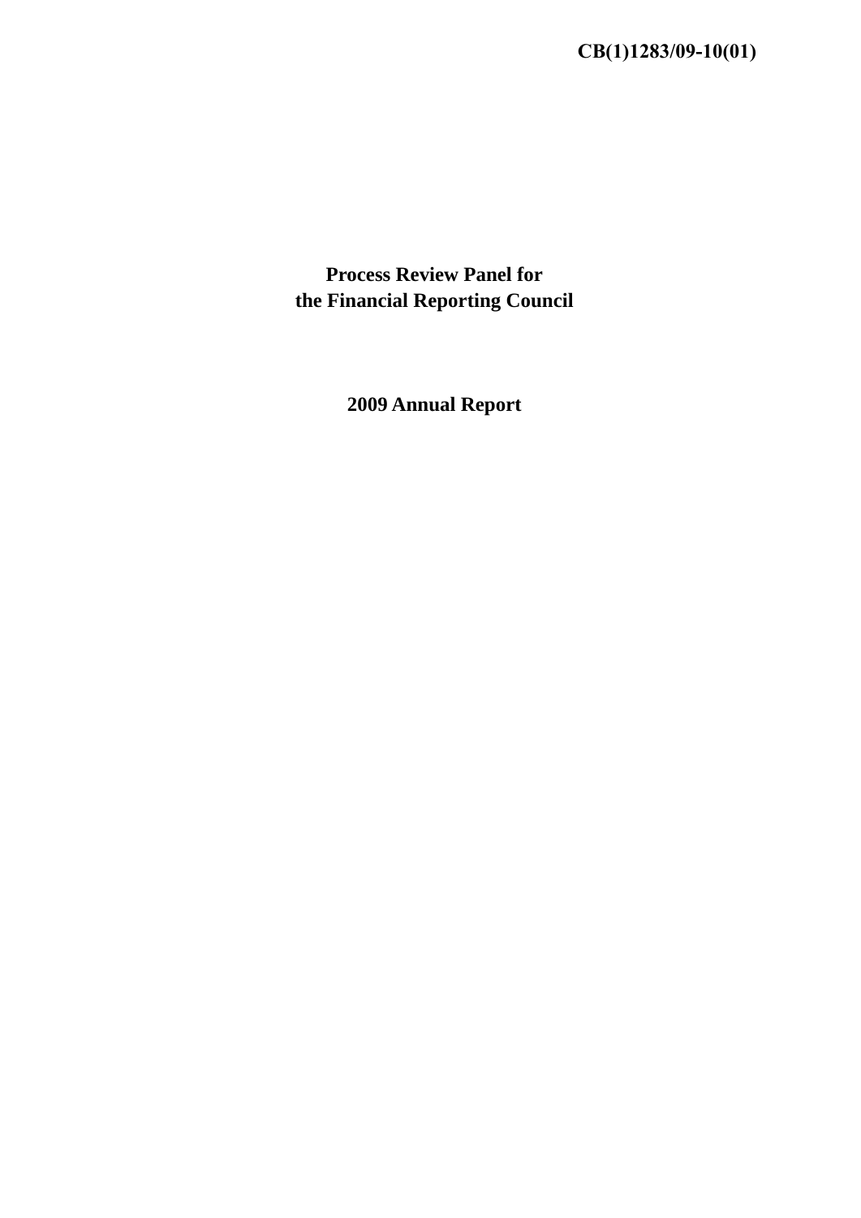**CB(1)1283/09-10(01)**

# Process Review Panel for the Financial Reporting Council

## 2009 Annual Report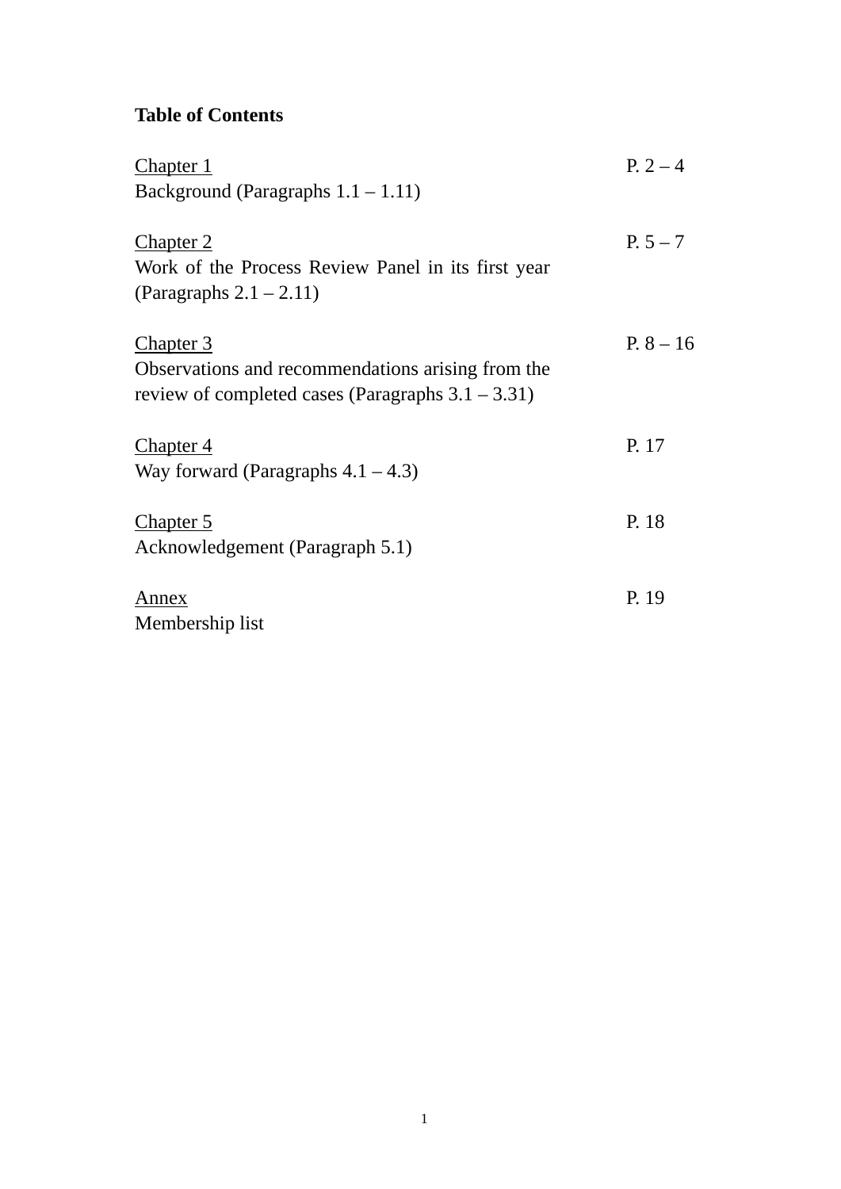**Table of Contents**

| | |
|---|---|
| <u>Chapter 1</u><br>Background (Paragraphs 1.1 – 1.11) | P. 2 – 4 |
| <u>Chapter 2</u><br>Work of the Process Review Panel in its first year (Paragraphs 2.1 – 2.11) | P. 5 – 7 |
| <u>Chapter 3</u><br>Observations and recommendations arising from the review of completed cases (Paragraphs 3.1 – 3.31) | P. 8 – 16 |
| <u>Chapter 4</u><br>Way forward (Paragraphs 4.1 – 4.3) | P. 17 |
| <u>Chapter 5</u><br>Acknowledgement (Paragraph 5.1) | P. 18 |
| <u>Annex</u><br>Membership list | P. 19 |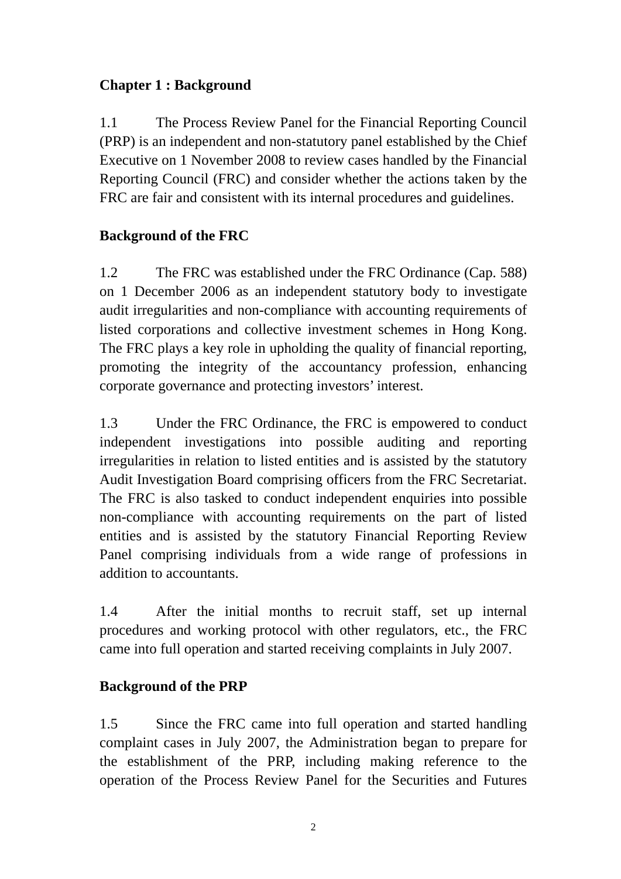## Chapter 1 : Background

1.1 The Process Review Panel for the Financial Reporting Council (PRP) is an independent and non-statutory panel established by the Chief Executive on 1 November 2008 to review cases handled by the Financial Reporting Council (FRC) and consider whether the actions taken by the FRC are fair and consistent with its internal procedures and guidelines.

### Background of the FRC

1.2 The FRC was established under the FRC Ordinance (Cap. 588) on 1 December 2006 as an independent statutory body to investigate audit irregularities and non-compliance with accounting requirements of listed corporations and collective investment schemes in Hong Kong. The FRC plays a key role in upholding the quality of financial reporting, promoting the integrity of the accountancy profession, enhancing corporate governance and protecting investors' interest.

1.3 Under the FRC Ordinance, the FRC is empowered to conduct independent investigations into possible auditing and reporting irregularities in relation to listed entities and is assisted by the statutory Audit Investigation Board comprising officers from the FRC Secretariat. The FRC is also tasked to conduct independent enquiries into possible non-compliance with accounting requirements on the part of listed entities and is assisted by the statutory Financial Reporting Review Panel comprising individuals from a wide range of professions in addition to accountants.

1.4 After the initial months to recruit staff, set up internal procedures and working protocol with other regulators, etc., the FRC came into full operation and started receiving complaints in July 2007.

### Background of the PRP

1.5 Since the FRC came into full operation and started handling complaint cases in July 2007, the Administration began to prepare for the establishment of the PRP, including making reference to the operation of the Process Review Panel for the Securities and Futures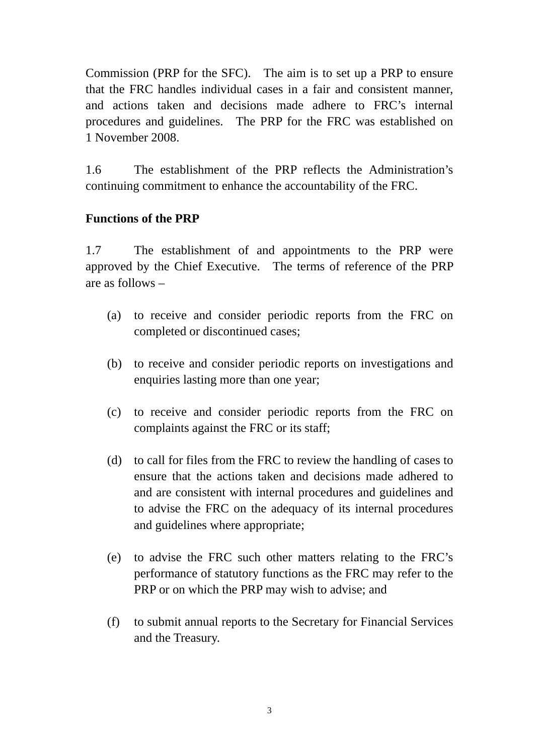Commission (PRP for the SFC). The aim is to set up a PRP to ensure that the FRC handles individual cases in a fair and consistent manner, and actions taken and decisions made adhere to FRC's internal procedures and guidelines. The PRP for the FRC was established on 1 November 2008.

1.6 The establishment of the PRP reflects the Administration's continuing commitment to enhance the accountability of the FRC.

**Functions of the PRP**

1.7 The establishment of and appointments to the PRP were approved by the Chief Executive. The terms of reference of the PRP are as follows –

(a) to receive and consider periodic reports from the FRC on completed or discontinued cases;

(b) to receive and consider periodic reports on investigations and enquiries lasting more than one year;

(c) to receive and consider periodic reports from the FRC on complaints against the FRC or its staff;

(d) to call for files from the FRC to review the handling of cases to ensure that the actions taken and decisions made adhered to and are consistent with internal procedures and guidelines and to advise the FRC on the adequacy of its internal procedures and guidelines where appropriate;

(e) to advise the FRC such other matters relating to the FRC's performance of statutory functions as the FRC may refer to the PRP or on which the PRP may wish to advise; and

(f) to submit annual reports to the Secretary for Financial Services and the Treasury.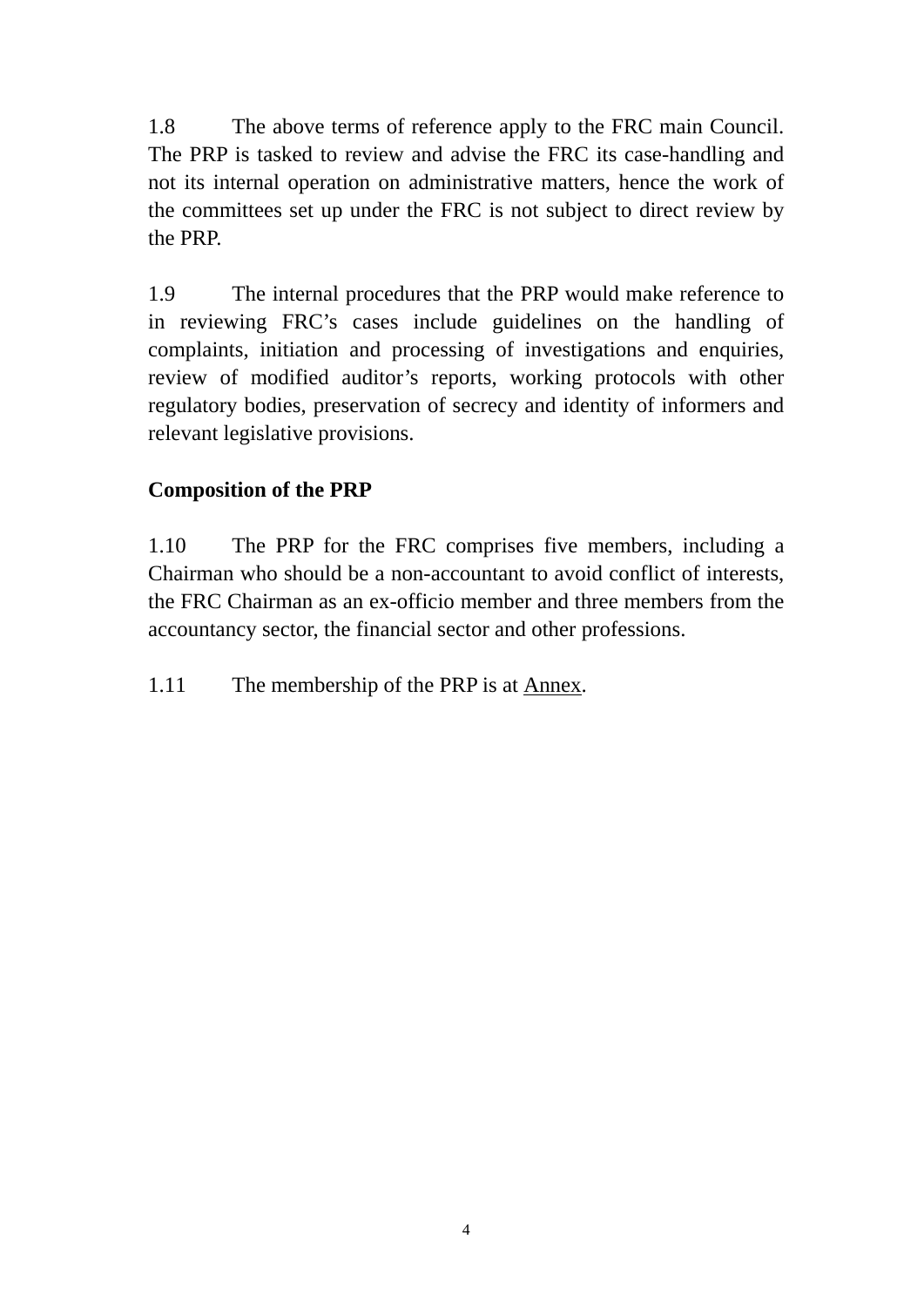1.8 The above terms of reference apply to the FRC main Council. The PRP is tasked to review and advise the FRC its case-handling and not its internal operation on administrative matters, hence the work of the committees set up under the FRC is not subject to direct review by the PRP.

1.9 The internal procedures that the PRP would make reference to in reviewing FRC's cases include guidelines on the handling of complaints, initiation and processing of investigations and enquiries, review of modified auditor's reports, working protocols with other regulatory bodies, preservation of secrecy and identity of informers and relevant legislative provisions.

**Composition of the PRP**

1.10 The PRP for the FRC comprises five members, including a Chairman who should be a non-accountant to avoid conflict of interests, the FRC Chairman as an ex-officio member and three members from the accountancy sector, the financial sector and other professions.

1.11 The membership of the PRP is at Annex.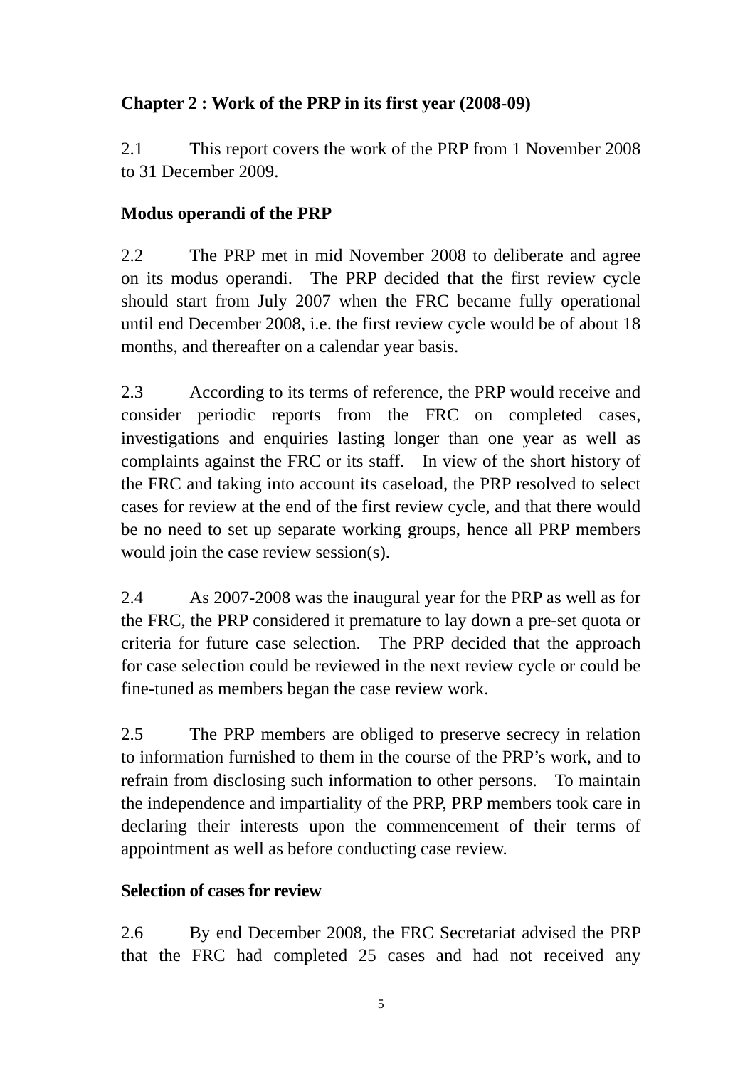## Chapter 2 : Work of the PRP in its first year (2008-09)

2.1 This report covers the work of the PRP from 1 November 2008 to 31 December 2009.

### Modus operandi of the PRP

2.2 The PRP met in mid November 2008 to deliberate and agree on its modus operandi. The PRP decided that the first review cycle should start from July 2007 when the FRC became fully operational until end December 2008, i.e. the first review cycle would be of about 18 months, and thereafter on a calendar year basis.

2.3 According to its terms of reference, the PRP would receive and consider periodic reports from the FRC on completed cases, investigations and enquiries lasting longer than one year as well as complaints against the FRC or its staff. In view of the short history of the FRC and taking into account its caseload, the PRP resolved to select cases for review at the end of the first review cycle, and that there would be no need to set up separate working groups, hence all PRP members would join the case review session(s).

2.4 As 2007-2008 was the inaugural year for the PRP as well as for the FRC, the PRP considered it premature to lay down a pre-set quota or criteria for future case selection. The PRP decided that the approach for case selection could be reviewed in the next review cycle or could be fine-tuned as members began the case review work.

2.5 The PRP members are obliged to preserve secrecy in relation to information furnished to them in the course of the PRP's work, and to refrain from disclosing such information to other persons. To maintain the independence and impartiality of the PRP, PRP members took care in declaring their interests upon the commencement of their terms of appointment as well as before conducting case review.

### Selection of cases for review

2.6 By end December 2008, the FRC Secretariat advised the PRP that the FRC had completed 25 cases and had not received any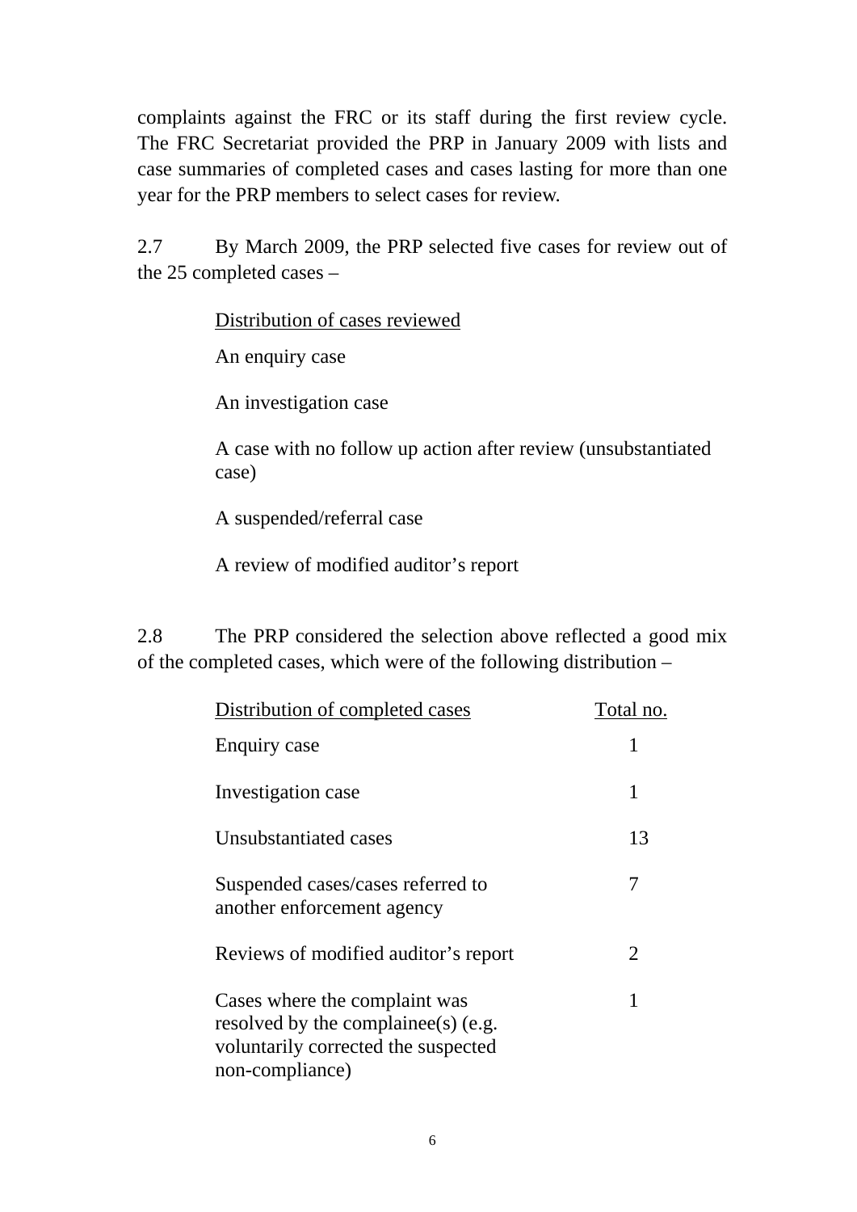complaints against the FRC or its staff during the first review cycle. The FRC Secretariat provided the PRP in January 2009 with lists and case summaries of completed cases and cases lasting for more than one year for the PRP members to select cases for review.

2.7 By March 2009, the PRP selected five cases for review out of the 25 completed cases –

<u>Distribution of cases reviewed</u>

An enquiry case

An investigation case

A case with no follow up action after review (unsubstantiated case)

A suspended/referral case

A review of modified auditor's report

2.8 The PRP considered the selection above reflected a good mix of the completed cases, which were of the following distribution –

| Distribution of completed cases | Total no. |
|---|---|
| Enquiry case | 1 |
| Investigation case | 1 |
| Unsubstantiated cases | 13 |
| Suspended cases/cases referred to another enforcement agency | 7 |
| Reviews of modified auditor's report | 2 |
| Cases where the complaint was resolved by the complainee(s) (e.g. voluntarily corrected the suspected non-compliance) | 1 |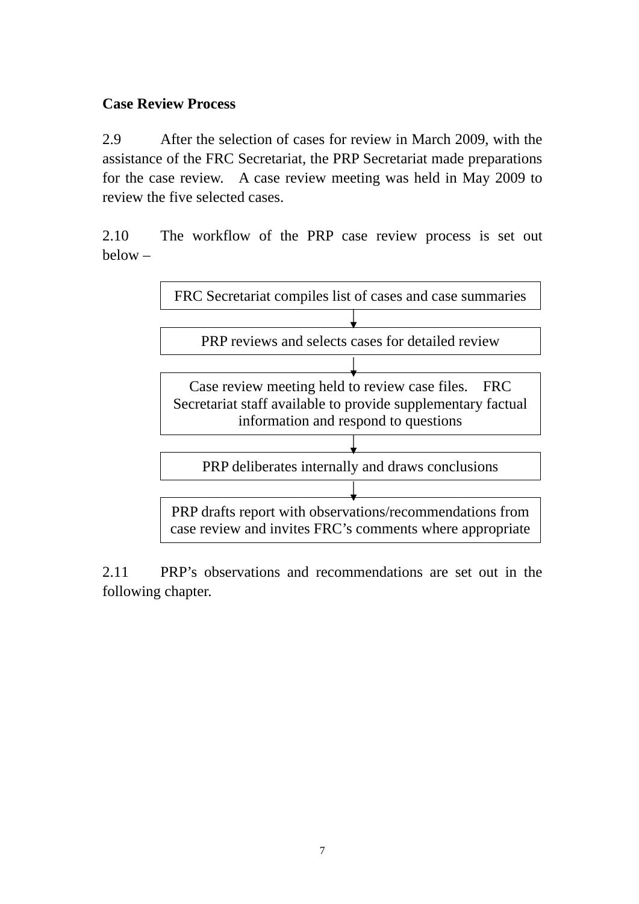**Case Review Process**

2.9 After the selection of cases for review in March 2009, with the assistance of the FRC Secretariat, the PRP Secretariat made preparations for the case review. A case review meeting was held in May 2009 to review the five selected cases.

2.10 The workflow of the PRP case review process is set out below –

FRC Secretariat compiles list of cases and case summaries

↓

PRP reviews and selects cases for detailed review

↓

Case review meeting held to review case files. FRC Secretariat staff available to provide supplementary factual information and respond to questions

↓

PRP deliberates internally and draws conclusions

↓

PRP drafts report with observations/recommendations from case review and invites FRC's comments where appropriate

2.11 PRP's observations and recommendations are set out in the following chapter.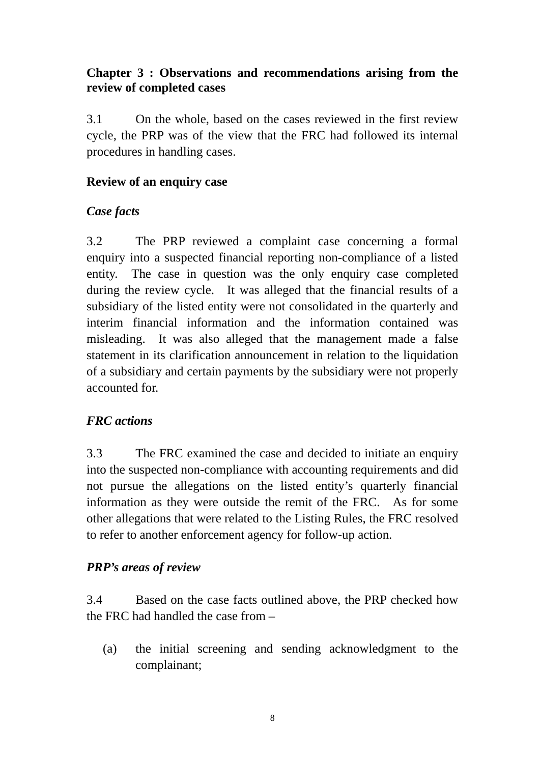## Chapter 3 : Observations and recommendations arising from the review of completed cases

3.1 On the whole, based on the cases reviewed in the first review cycle, the PRP was of the view that the FRC had followed its internal procedures in handling cases.

### Review of an enquiry case

#### *Case facts*

3.2 The PRP reviewed a complaint case concerning a formal enquiry into a suspected financial reporting non-compliance of a listed entity. The case in question was the only enquiry case completed during the review cycle. It was alleged that the financial results of a subsidiary of the listed entity were not consolidated in the quarterly and interim financial information and the information contained was misleading. It was also alleged that the management made a false statement in its clarification announcement in relation to the liquidation of a subsidiary and certain payments by the subsidiary were not properly accounted for.

#### *FRC actions*

3.3 The FRC examined the case and decided to initiate an enquiry into the suspected non-compliance with accounting requirements and did not pursue the allegations on the listed entity's quarterly financial information as they were outside the remit of the FRC. As for some other allegations that were related to the Listing Rules, the FRC resolved to refer to another enforcement agency for follow-up action.

#### *PRP's areas of review*

3.4 Based on the case facts outlined above, the PRP checked how the FRC had handled the case from –

(a) the initial screening and sending acknowledgment to the complainant;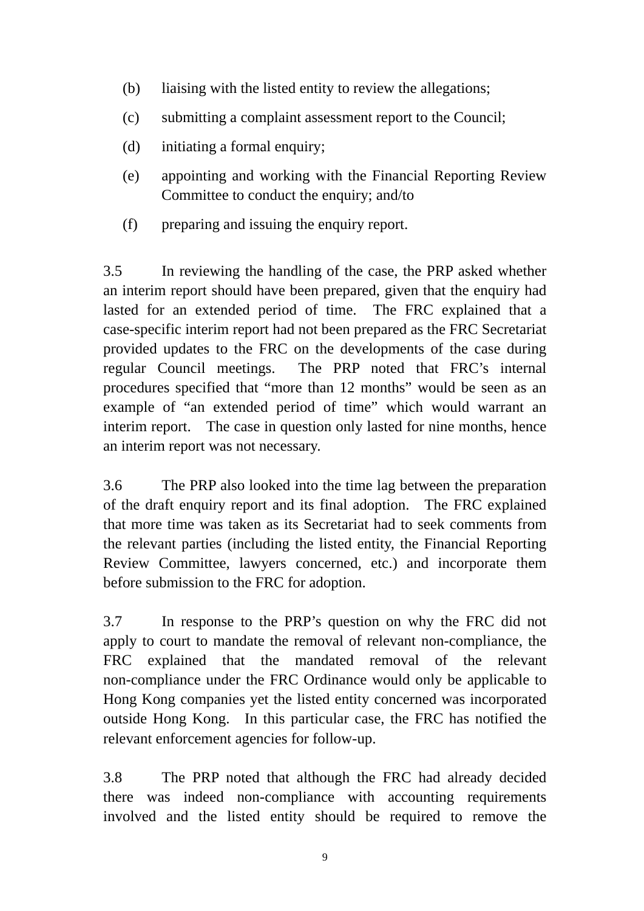(b) liaising with the listed entity to review the allegations;

(c) submitting a complaint assessment report to the Council;

(d) initiating a formal enquiry;

(e) appointing and working with the Financial Reporting Review Committee to conduct the enquiry; and/to

(f) preparing and issuing the enquiry report.

3.5 In reviewing the handling of the case, the PRP asked whether an interim report should have been prepared, given that the enquiry had lasted for an extended period of time. The FRC explained that a case-specific interim report had not been prepared as the FRC Secretariat provided updates to the FRC on the developments of the case during regular Council meetings. The PRP noted that FRC's internal procedures specified that "more than 12 months" would be seen as an example of "an extended period of time" which would warrant an interim report. The case in question only lasted for nine months, hence an interim report was not necessary.

3.6 The PRP also looked into the time lag between the preparation of the draft enquiry report and its final adoption. The FRC explained that more time was taken as its Secretariat had to seek comments from the relevant parties (including the listed entity, the Financial Reporting Review Committee, lawyers concerned, etc.) and incorporate them before submission to the FRC for adoption.

3.7 In response to the PRP's question on why the FRC did not apply to court to mandate the removal of relevant non-compliance, the FRC explained that the mandated removal of the relevant non-compliance under the FRC Ordinance would only be applicable to Hong Kong companies yet the listed entity concerned was incorporated outside Hong Kong. In this particular case, the FRC has notified the relevant enforcement agencies for follow-up.

3.8 The PRP noted that although the FRC had already decided there was indeed non-compliance with accounting requirements involved and the listed entity should be required to remove the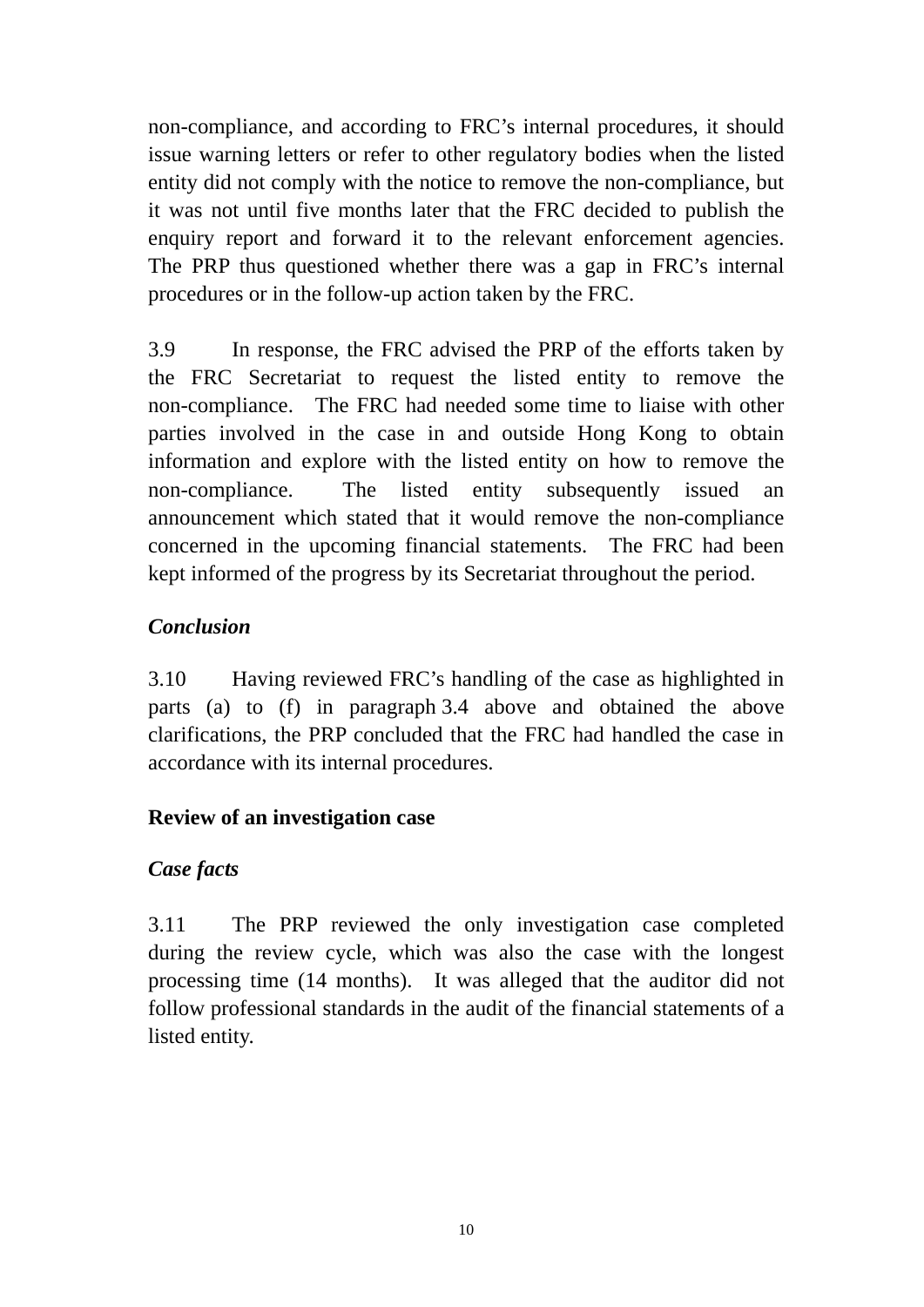non-compliance, and according to FRC's internal procedures, it should issue warning letters or refer to other regulatory bodies when the listed entity did not comply with the notice to remove the non-compliance, but it was not until five months later that the FRC decided to publish the enquiry report and forward it to the relevant enforcement agencies. The PRP thus questioned whether there was a gap in FRC's internal procedures or in the follow-up action taken by the FRC.

3.9 In response, the FRC advised the PRP of the efforts taken by the FRC Secretariat to request the listed entity to remove the non-compliance. The FRC had needed some time to liaise with other parties involved in the case in and outside Hong Kong to obtain information and explore with the listed entity on how to remove the non-compliance. The listed entity subsequently issued an announcement which stated that it would remove the non-compliance concerned in the upcoming financial statements. The FRC had been kept informed of the progress by its Secretariat throughout the period.

***Conclusion***

3.10 Having reviewed FRC's handling of the case as highlighted in parts (a) to (f) in paragraph 3.4 above and obtained the above clarifications, the PRP concluded that the FRC had handled the case in accordance with its internal procedures.

**Review of an investigation case**

***Case facts***

3.11 The PRP reviewed the only investigation case completed during the review cycle, which was also the case with the longest processing time (14 months). It was alleged that the auditor did not follow professional standards in the audit of the financial statements of a listed entity.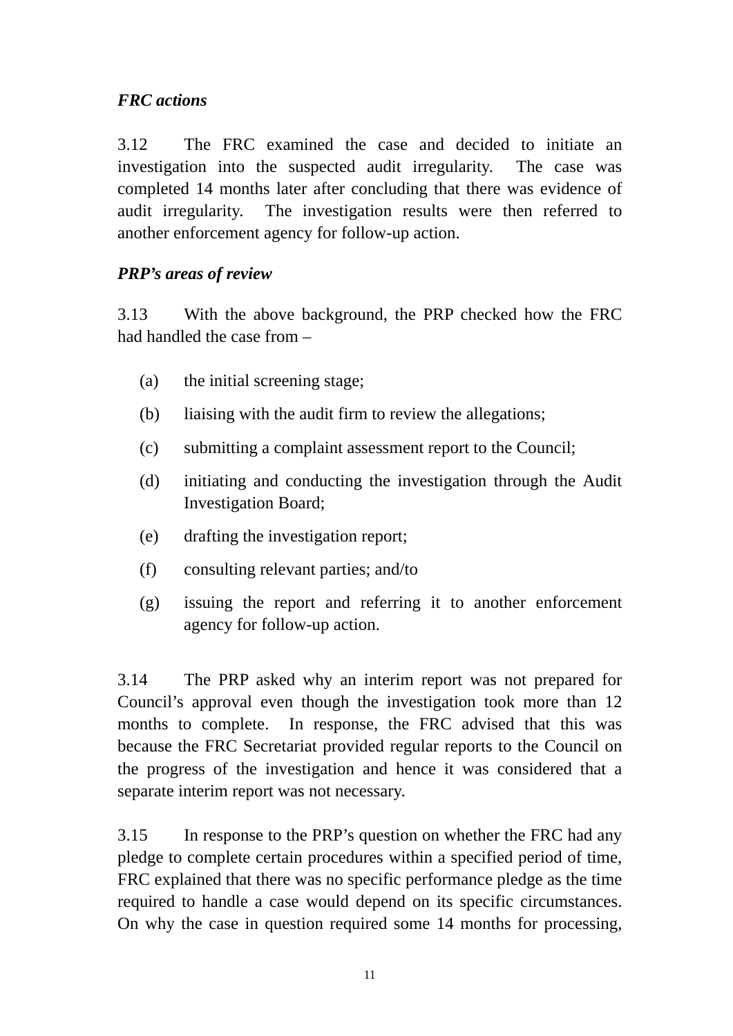***FRC actions***

3.12 The FRC examined the case and decided to initiate an investigation into the suspected audit irregularity. The case was completed 14 months later after concluding that there was evidence of audit irregularity. The investigation results were then referred to another enforcement agency for follow-up action.

***PRP's areas of review***

3.13 With the above background, the PRP checked how the FRC had handled the case from –

(a) the initial screening stage;

(b) liaising with the audit firm to review the allegations;

(c) submitting a complaint assessment report to the Council;

(d) initiating and conducting the investigation through the Audit Investigation Board;

(e) drafting the investigation report;

(f) consulting relevant parties; and/to

(g) issuing the report and referring it to another enforcement agency for follow-up action.

3.14 The PRP asked why an interim report was not prepared for Council's approval even though the investigation took more than 12 months to complete. In response, the FRC advised that this was because the FRC Secretariat provided regular reports to the Council on the progress of the investigation and hence it was considered that a separate interim report was not necessary.

3.15 In response to the PRP's question on whether the FRC had any pledge to complete certain procedures within a specified period of time, FRC explained that there was no specific performance pledge as the time required to handle a case would depend on its specific circumstances. On why the case in question required some 14 months for processing,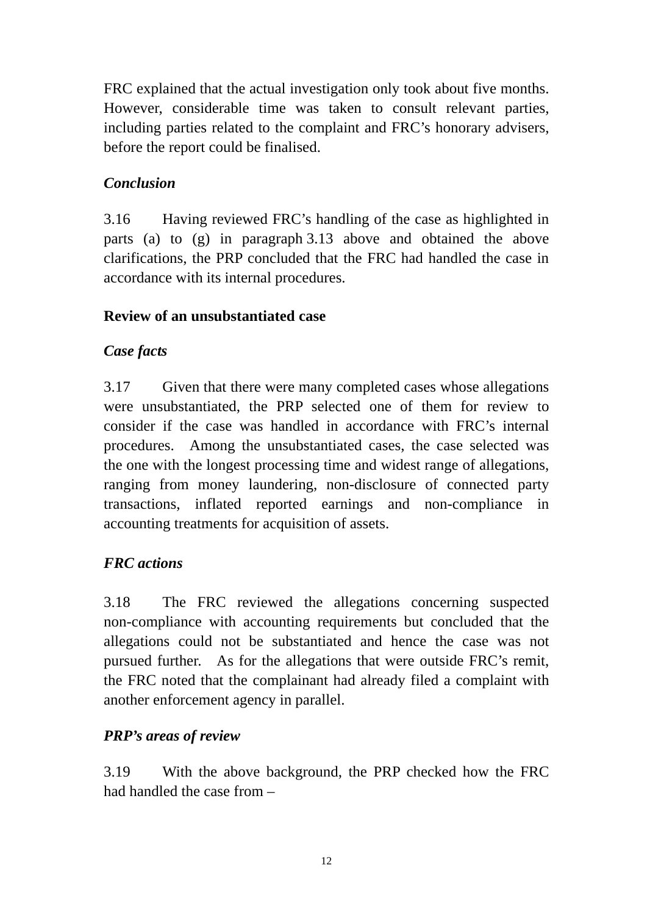FRC explained that the actual investigation only took about five months. However, considerable time was taken to consult relevant parties, including parties related to the complaint and FRC's honorary advisers, before the report could be finalised.

*Conclusion*

3.16 Having reviewed FRC's handling of the case as highlighted in parts (a) to (g) in paragraph 3.13 above and obtained the above clarifications, the PRP concluded that the FRC had handled the case in accordance with its internal procedures.

**Review of an unsubstantiated case**

*Case facts*

3.17 Given that there were many completed cases whose allegations were unsubstantiated, the PRP selected one of them for review to consider if the case was handled in accordance with FRC's internal procedures. Among the unsubstantiated cases, the case selected was the one with the longest processing time and widest range of allegations, ranging from money laundering, non-disclosure of connected party transactions, inflated reported earnings and non-compliance in accounting treatments for acquisition of assets.

*FRC actions*

3.18 The FRC reviewed the allegations concerning suspected non-compliance with accounting requirements but concluded that the allegations could not be substantiated and hence the case was not pursued further. As for the allegations that were outside FRC's remit, the FRC noted that the complainant had already filed a complaint with another enforcement agency in parallel.

*PRP's areas of review*

3.19 With the above background, the PRP checked how the FRC had handled the case from –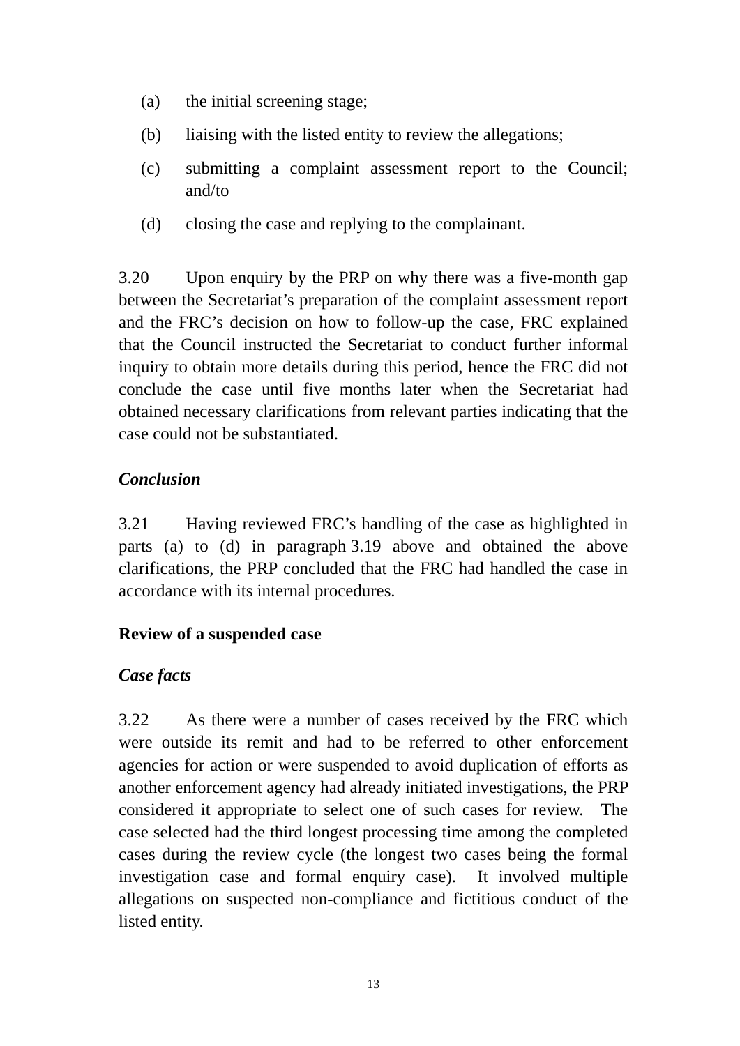(a) the initial screening stage;

(b) liaising with the listed entity to review the allegations;

(c) submitting a complaint assessment report to the Council; and/to

(d) closing the case and replying to the complainant.

3.20 Upon enquiry by the PRP on why there was a five-month gap between the Secretariat's preparation of the complaint assessment report and the FRC's decision on how to follow-up the case, FRC explained that the Council instructed the Secretariat to conduct further informal inquiry to obtain more details during this period, hence the FRC did not conclude the case until five months later when the Secretariat had obtained necessary clarifications from relevant parties indicating that the case could not be substantiated.

***Conclusion***

3.21 Having reviewed FRC's handling of the case as highlighted in parts (a) to (d) in paragraph 3.19 above and obtained the above clarifications, the PRP concluded that the FRC had handled the case in accordance with its internal procedures.

**Review of a suspended case**

***Case facts***

3.22 As there were a number of cases received by the FRC which were outside its remit and had to be referred to other enforcement agencies for action or were suspended to avoid duplication of efforts as another enforcement agency had already initiated investigations, the PRP considered it appropriate to select one of such cases for review. The case selected had the third longest processing time among the completed cases during the review cycle (the longest two cases being the formal investigation case and formal enquiry case). It involved multiple allegations on suspected non-compliance and fictitious conduct of the listed entity.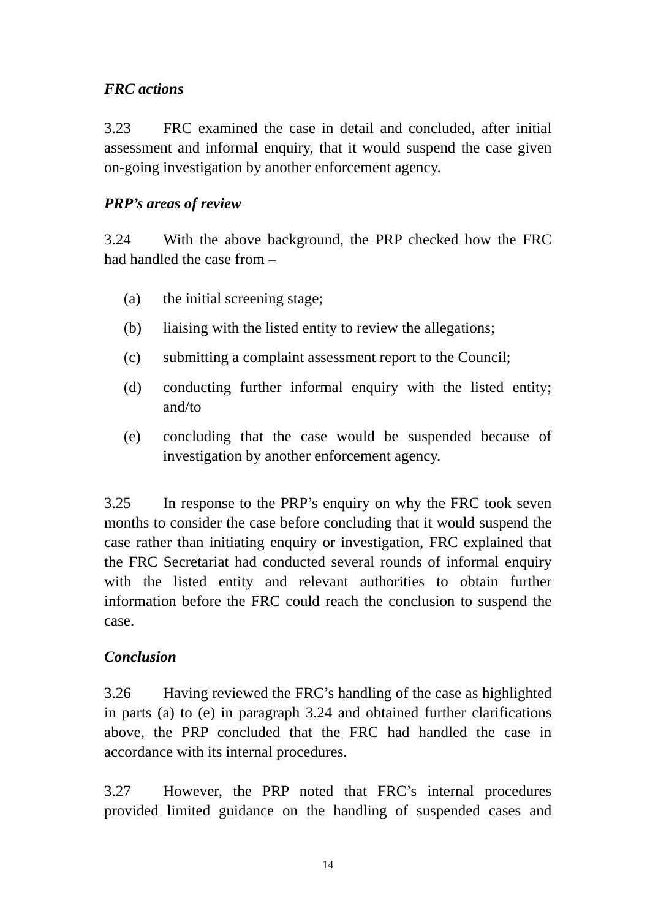*FRC actions*

3.23 FRC examined the case in detail and concluded, after initial assessment and informal enquiry, that it would suspend the case given on-going investigation by another enforcement agency.

*PRP's areas of review*

3.24 With the above background, the PRP checked how the FRC had handled the case from –

(a) the initial screening stage;

(b) liaising with the listed entity to review the allegations;

(c) submitting a complaint assessment report to the Council;

(d) conducting further informal enquiry with the listed entity; and/to

(e) concluding that the case would be suspended because of investigation by another enforcement agency.

3.25 In response to the PRP's enquiry on why the FRC took seven months to consider the case before concluding that it would suspend the case rather than initiating enquiry or investigation, FRC explained that the FRC Secretariat had conducted several rounds of informal enquiry with the listed entity and relevant authorities to obtain further information before the FRC could reach the conclusion to suspend the case.

*Conclusion*

3.26 Having reviewed the FRC's handling of the case as highlighted in parts (a) to (e) in paragraph 3.24 and obtained further clarifications above, the PRP concluded that the FRC had handled the case in accordance with its internal procedures.

3.27 However, the PRP noted that FRC's internal procedures provided limited guidance on the handling of suspended cases and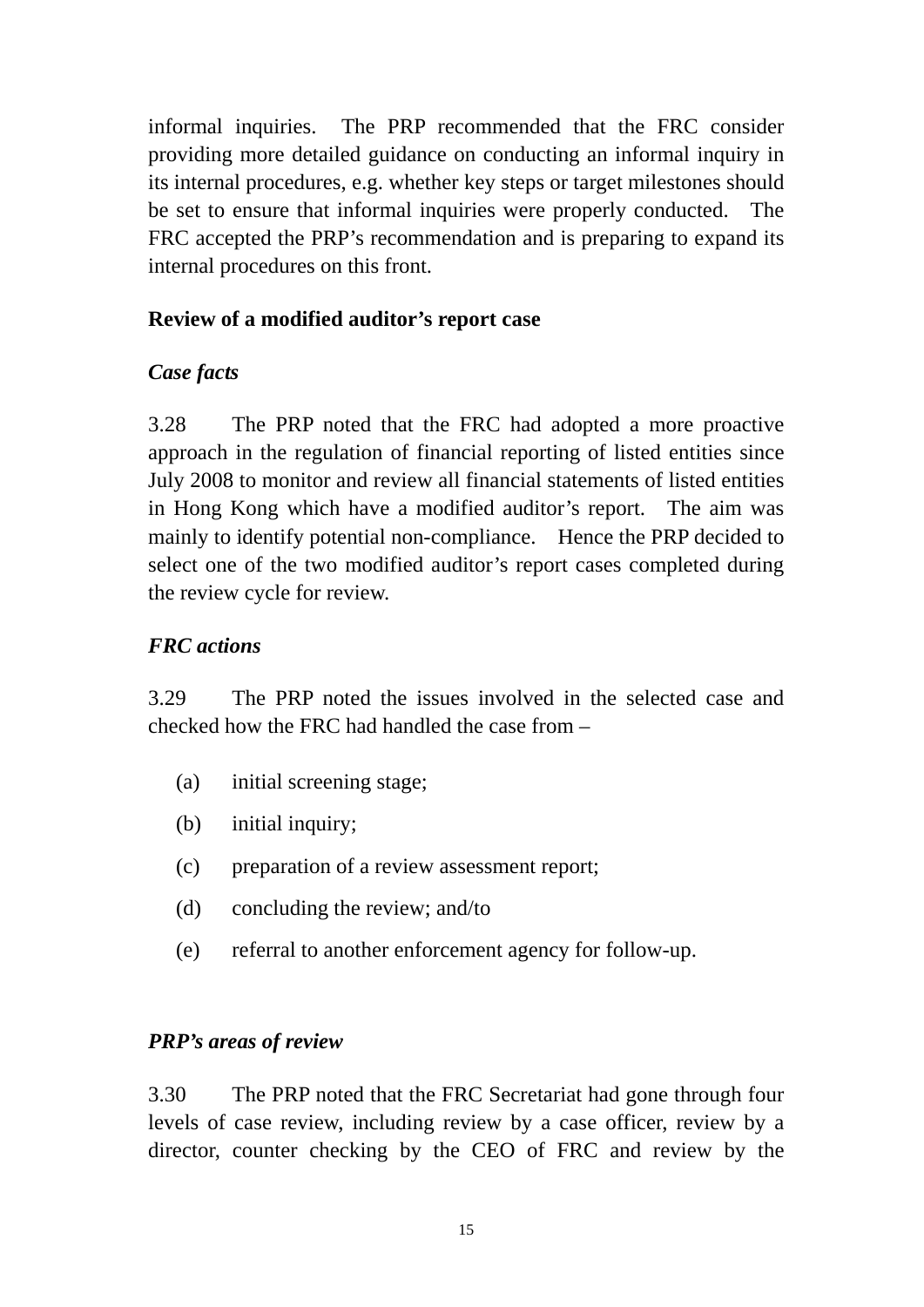informal inquiries. The PRP recommended that the FRC consider providing more detailed guidance on conducting an informal inquiry in its internal procedures, e.g. whether key steps or target milestones should be set to ensure that informal inquiries were properly conducted. The FRC accepted the PRP's recommendation and is preparing to expand its internal procedures on this front.

**Review of a modified auditor's report case**

***Case facts***

3.28 The PRP noted that the FRC had adopted a more proactive approach in the regulation of financial reporting of listed entities since July 2008 to monitor and review all financial statements of listed entities in Hong Kong which have a modified auditor's report. The aim was mainly to identify potential non-compliance. Hence the PRP decided to select one of the two modified auditor's report cases completed during the review cycle for review.

***FRC actions***

3.29 The PRP noted the issues involved in the selected case and checked how the FRC had handled the case from –

(a) initial screening stage;

(b) initial inquiry;

(c) preparation of a review assessment report;

(d) concluding the review; and/to

(e) referral to another enforcement agency for follow-up.

***PRP's areas of review***

3.30 The PRP noted that the FRC Secretariat had gone through four levels of case review, including review by a case officer, review by a director, counter checking by the CEO of FRC and review by the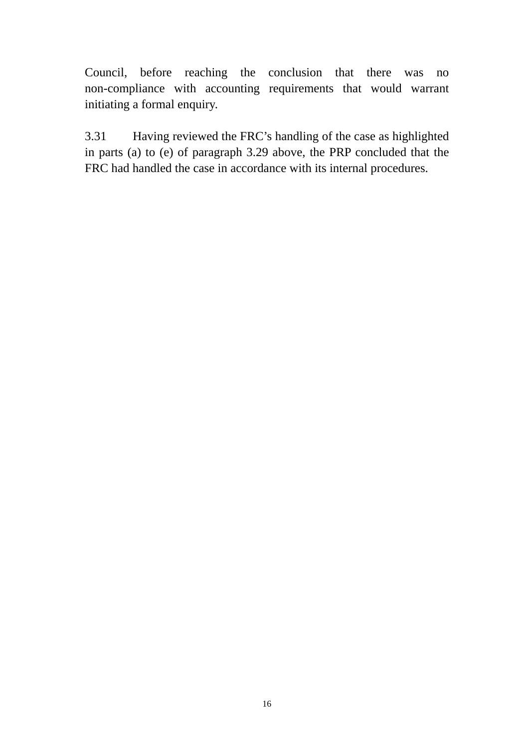Council, before reaching the conclusion that there was no non-compliance with accounting requirements that would warrant initiating a formal enquiry.

3.31 Having reviewed the FRC's handling of the case as highlighted in parts (a) to (e) of paragraph 3.29 above, the PRP concluded that the FRC had handled the case in accordance with its internal procedures.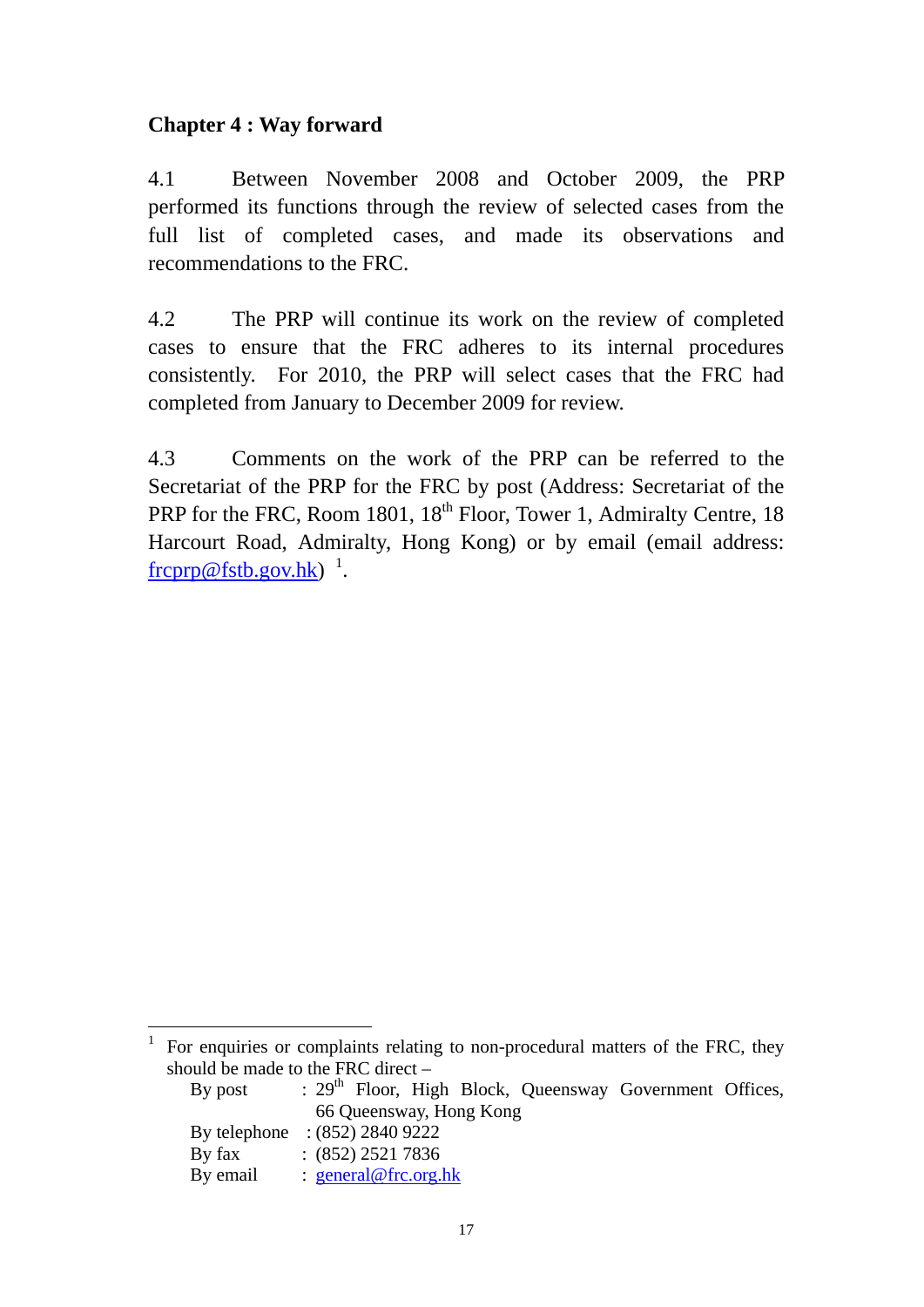## Chapter 4 : Way forward

4.1 Between November 2008 and October 2009, the PRP performed its functions through the review of selected cases from the full list of completed cases, and made its observations and recommendations to the FRC.

4.2 The PRP will continue its work on the review of completed cases to ensure that the FRC adheres to its internal procedures consistently. For 2010, the PRP will select cases that the FRC had completed from January to December 2009 for review.

4.3 Comments on the work of the PRP can be referred to the Secretariat of the PRP for the FRC by post (Address: Secretariat of the PRP for the FRC, Room 1801, 18th Floor, Tower 1, Admiralty Centre, 18 Harcourt Road, Admiralty, Hong Kong) or by email (email address: frcprp@fstb.gov.hk) [1].

---

[1] For enquiries or complaints relating to non-procedural matters of the FRC, they should be made to the FRC direct –

| | |
|---|---|
| By post | : 29th Floor, High Block, Queensway Government Offices, 66 Queensway, Hong Kong |
| By telephone | : (852) 2840 9222 |
| By fax | : (852) 2521 7836 |
| By email | : general@frc.org.hk |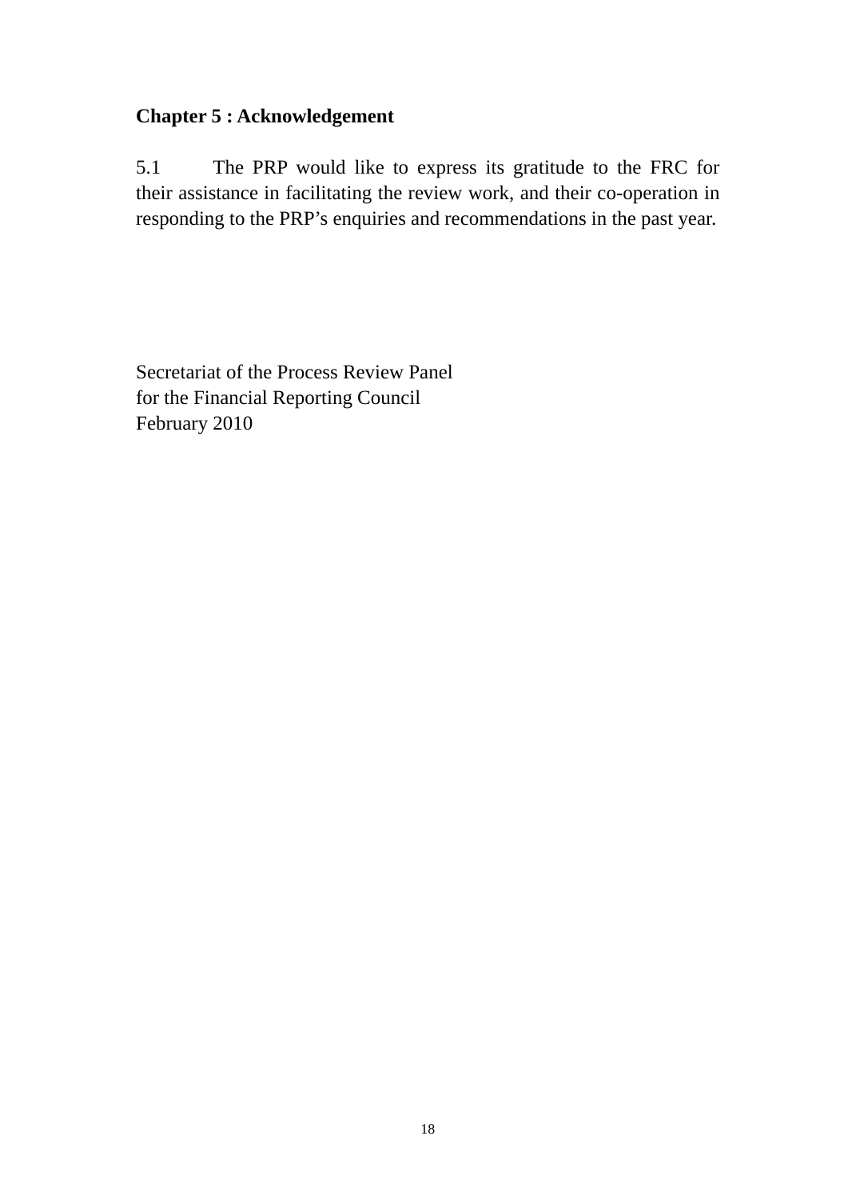## Chapter 5 : Acknowledgement

5.1 The PRP would like to express its gratitude to the FRC for their assistance in facilitating the review work, and their co-operation in responding to the PRP's enquiries and recommendations in the past year.

Secretariat of the Process Review Panel
for the Financial Reporting Council
February 2010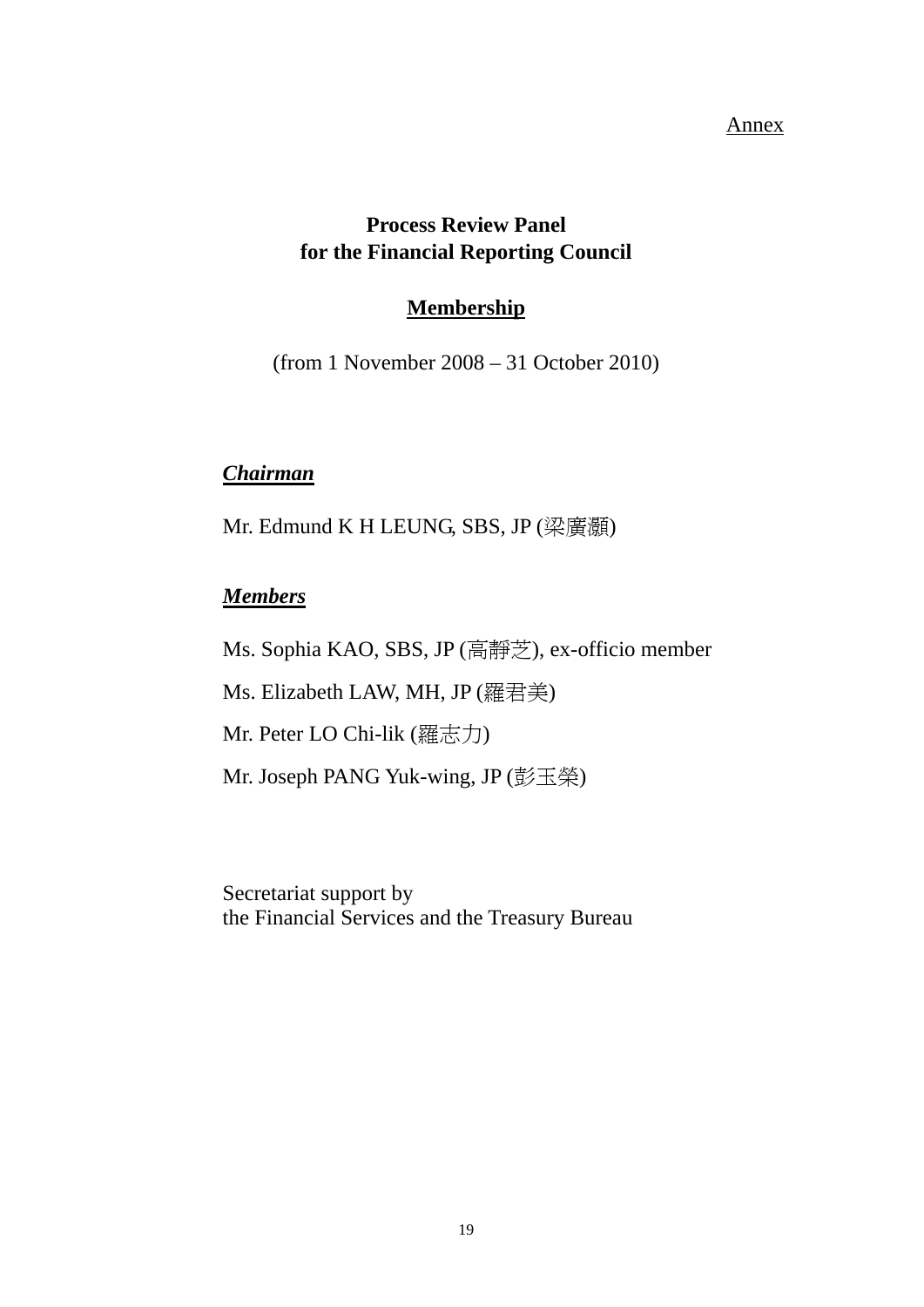Annex

## Process Review Panel for the Financial Reporting Council

### Membership

(from 1 November 2008 – 31 October 2010)

***Chairman***

Mr. Edmund K H LEUNG, SBS, JP (梁廣灝)

***Members***

Ms. Sophia KAO, SBS, JP (高靜芝), ex-officio member

Ms. Elizabeth LAW, MH, JP (羅君美)

Mr. Peter LO Chi-lik (羅志力)

Mr. Joseph PANG Yuk-wing, JP (彭玉榮)

Secretariat support by
the Financial Services and the Treasury Bureau